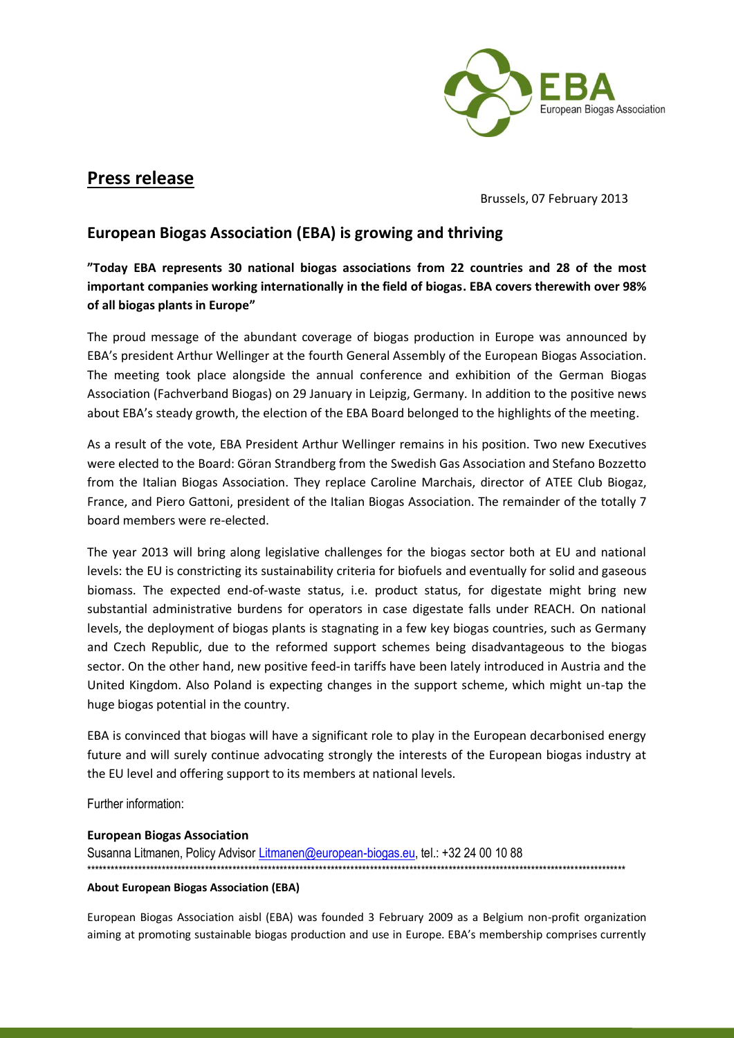# Press release

Brussels, 07 February 2013

## European Biogas Association (EBA) is growing and thriving

**"Today EBA represents 30 national biogas associations from 22 countries and 28 of the most important companies working internationally in the field of biogas. EBA covers therewith over 98% of all biogas plants in Europe"**

The proud message of the abundant coverage of biogas production in Europe was announced by EBA's president Arthur Wellinger at the fourth General Assembly of the European Biogas Association. The meeting took place alongside the annual conference and exhibition of the German Biogas Association (Fachverband Biogas) on 29 January in Leipzig, Germany. In addition to the positive news about EBA's steady growth, the election of the EBA Board belonged to the highlights of the meeting.

As a result of the vote, EBA President Arthur Wellinger remains in his position. Two new Executives were elected to the Board: Göran Strandberg from the Swedish Gas Association and Stefano Bozzetto from the Italian Biogas Association. They replace Caroline Marchais, director of ATEE Club Biogaz, France, and Piero Gattoni, president of the Italian Biogas Association. The remainder of the totally 7 board members were re-elected.

The year 2013 will bring along legislative challenges for the biogas sector both at EU and national levels: the EU is constricting its sustainability criteria for biofuels and eventually for solid and gaseous biomass. The expected end-of-waste status, i.e. product status, for digestate might bring new substantial administrative burdens for operators in case digestate falls under REACH. On national levels, the deployment of biogas plants is stagnating in a few key biogas countries, such as Germany and Czech Republic, due to the reformed support schemes being disadvantageous to the biogas sector. On the other hand, new positive feed-in tariffs have been lately introduced in Austria and the United Kingdom. Also Poland is expecting changes in the support scheme, which might un-tap the huge biogas potential in the country.

EBA is convinced that biogas will have a significant role to play in the European decarbonised energy future and will surely continue advocating strongly the interests of the European biogas industry at the EU level and offering support to its members at national levels.

Further information:

**European Biogas Association**
Susanna Litmanen, Policy Advisor Litmanen@european-biogas.eu, tel.: +32 24 00 10 88

**About European Biogas Association (EBA)**

European Biogas Association aisbl (EBA) was founded 3 February 2009 as a Belgium non-profit organization aiming at promoting sustainable biogas production and use in Europe. EBA's membership comprises currently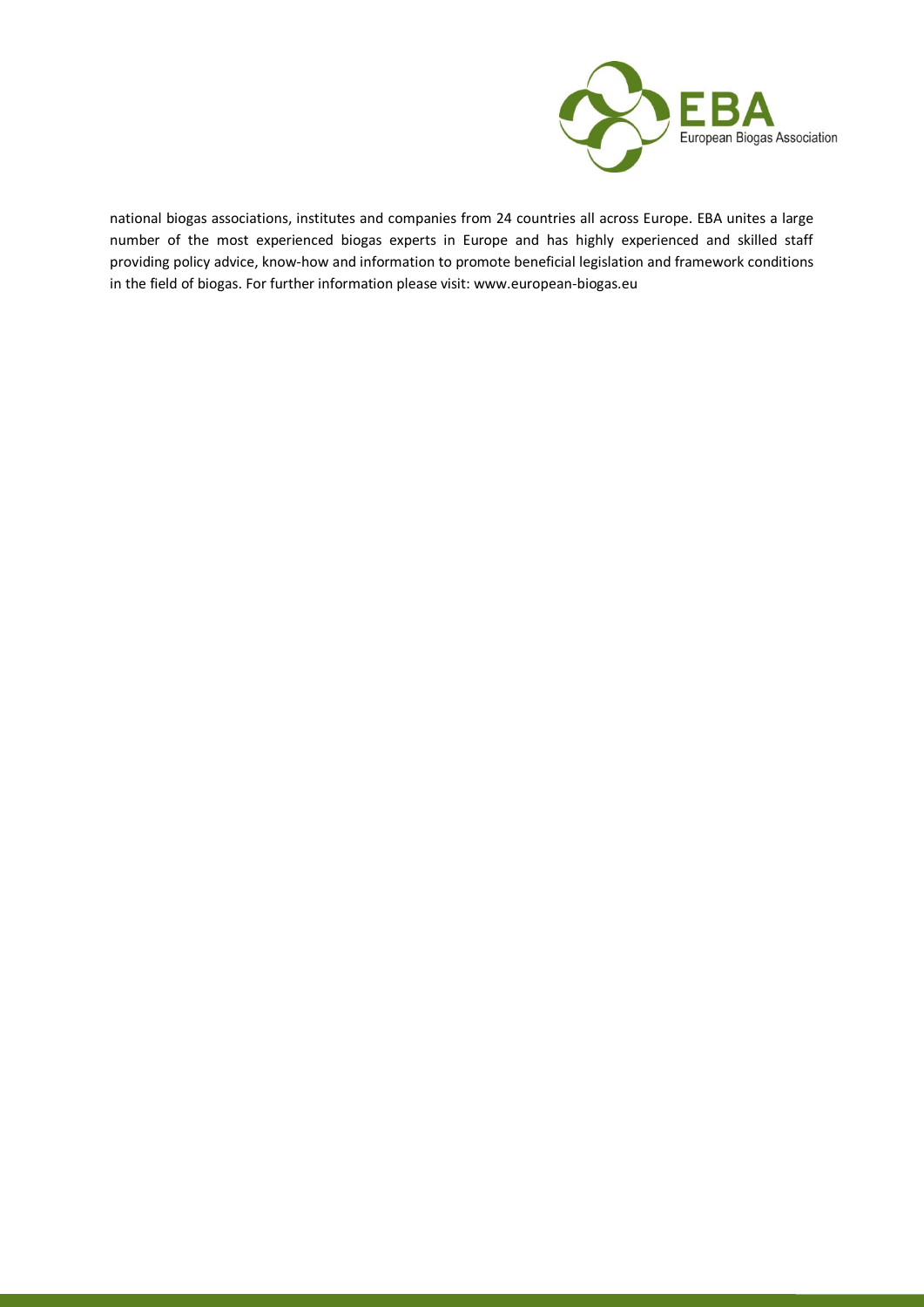national biogas associations, institutes and companies from 24 countries all across Europe. EBA unites a large number of the most experienced biogas experts in Europe and has highly experienced and skilled staff providing policy advice, know-how and information to promote beneficial legislation and framework conditions in the field of biogas. For further information please visit: www.european-biogas.eu